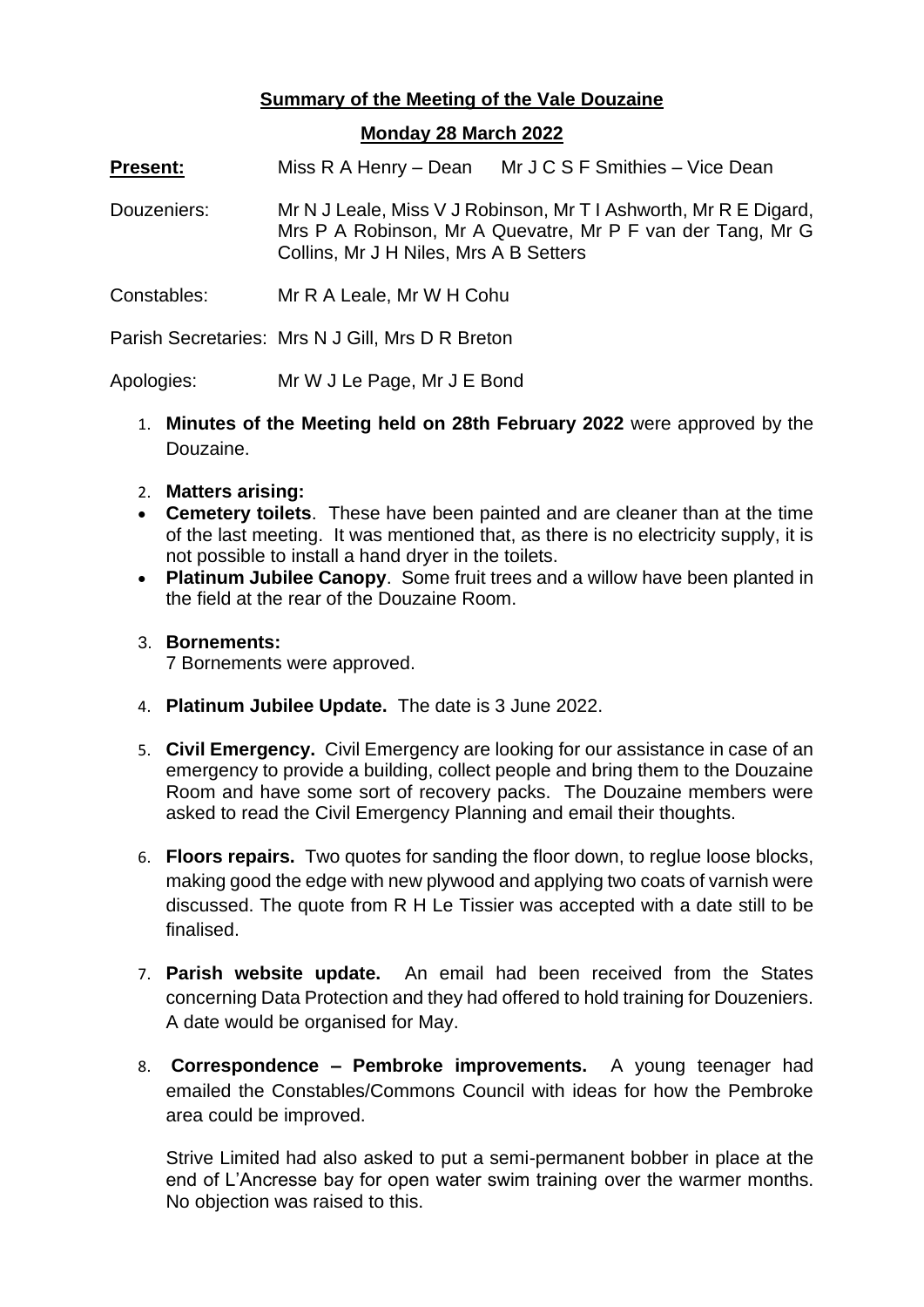**Summary of the Meeting of the Vale Douzaine**

**Monday 28 March 2022**

**Present:** Miss R A Henry – Dean Mr J C S F Smithies – Vice Dean

Douzeniers: Mr N J Leale, Miss V J Robinson, Mr T I Ashworth, Mr R E Digard, Mrs P A Robinson, Mr A Quevatre, Mr P F van der Tang, Mr G Collins, Mr J H Niles, Mrs A B Setters

Constables: Mr R A Leale, Mr W H Cohu

Parish Secretaries: Mrs N J Gill, Mrs D R Breton

Apologies: Mr W J Le Page, Mr J E Bond

1. **Minutes of the Meeting held on 28th February 2022** were approved by the Douzaine.

2. **Matters arising:**

- **Cemetery toilets**. These have been painted and are cleaner than at the time of the last meeting. It was mentioned that, as there is no electricity supply, it is not possible to install a hand dryer in the toilets.
- **Platinum Jubilee Canopy**. Some fruit trees and a willow have been planted in the field at the rear of the Douzaine Room.

3. **Bornements:**
   7 Bornements were approved.

4. **Platinum Jubilee Update.** The date is 3 June 2022.

5. **Civil Emergency.** Civil Emergency are looking for our assistance in case of an emergency to provide a building, collect people and bring them to the Douzaine Room and have some sort of recovery packs. The Douzaine members were asked to read the Civil Emergency Planning and email their thoughts.

6. **Floors repairs.** Two quotes for sanding the floor down, to reglue loose blocks, making good the edge with new plywood and applying two coats of varnish were discussed. The quote from R H Le Tissier was accepted with a date still to be finalised.

7. **Parish website update.** An email had been received from the States concerning Data Protection and they had offered to hold training for Douzeniers. A date would be organised for May.

8. **Correspondence – Pembroke improvements.** A young teenager had emailed the Constables/Commons Council with ideas for how the Pembroke area could be improved.

   Strive Limited had also asked to put a semi-permanent bobber in place at the end of L'Ancresse bay for open water swim training over the warmer months. No objection was raised to this.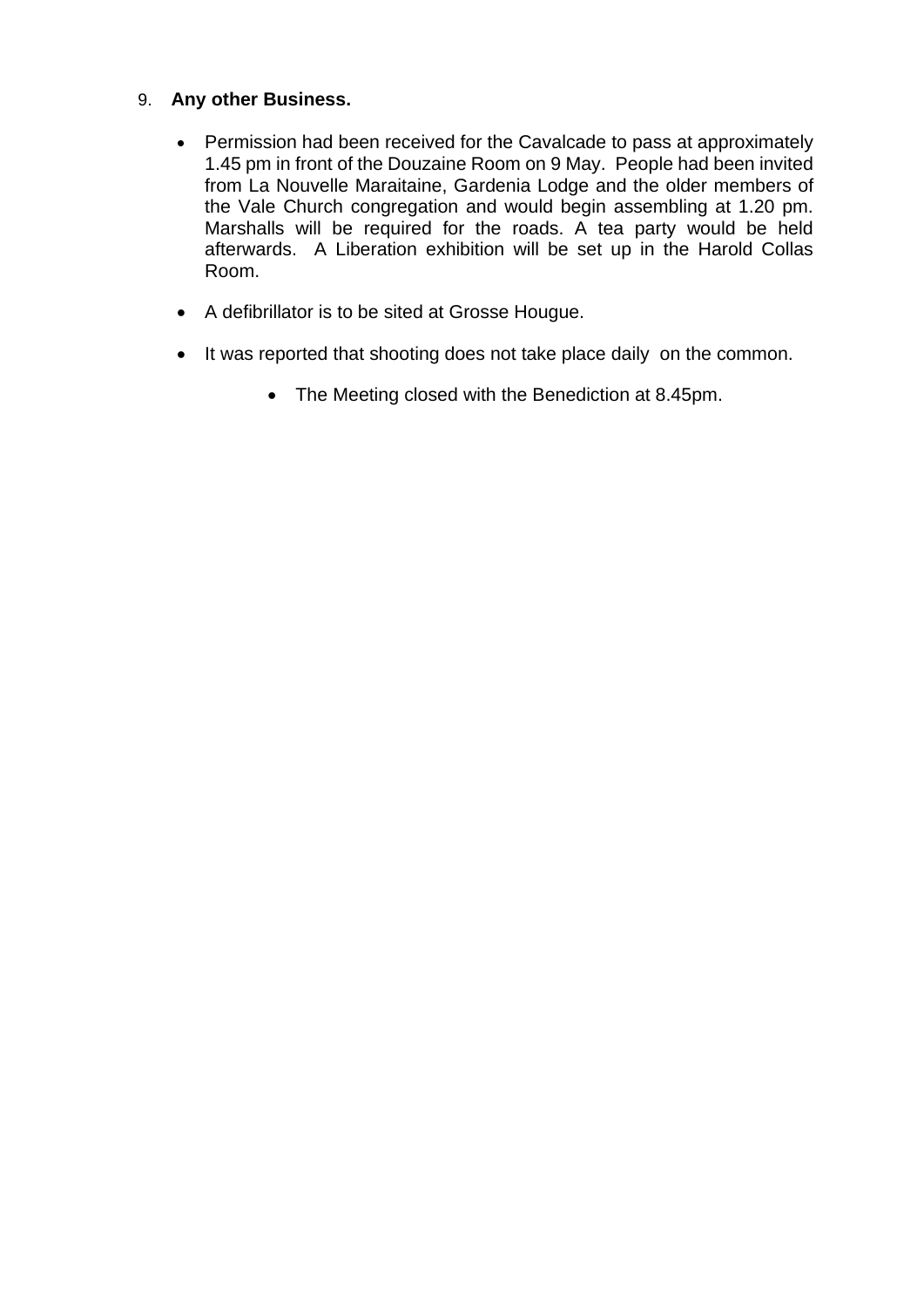9. **Any other Business.**

- Permission had been received for the Cavalcade to pass at approximately 1.45 pm in front of the Douzaine Room on 9 May. People had been invited from La Nouvelle Maraitaine, Gardenia Lodge and the older members of the Vale Church congregation and would begin assembling at 1.20 pm. Marshalls will be required for the roads. A tea party would be held afterwards. A Liberation exhibition will be set up in the Harold Collas Room.

- A defibrillator is to be sited at Grosse Hougue.

- It was reported that shooting does not take place daily on the common.

    - The Meeting closed with the Benediction at 8.45pm.